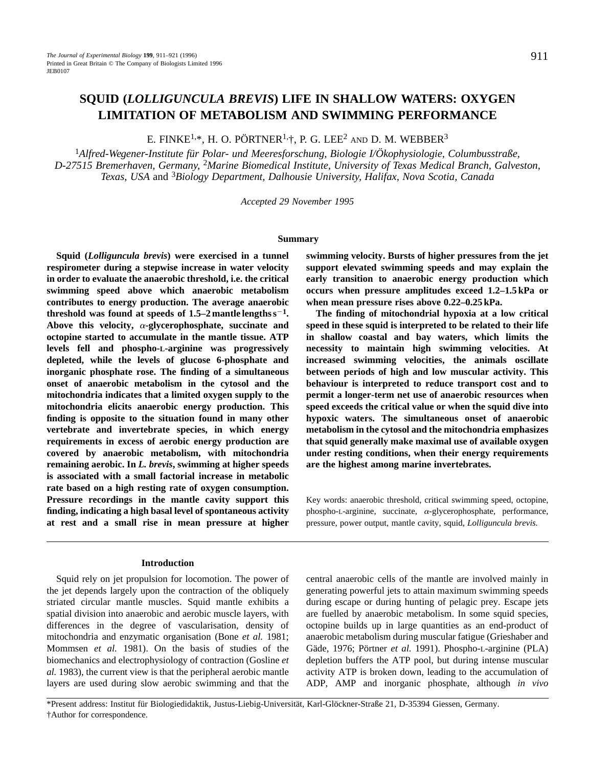# SQUID (*LOLLIGUNCULA BREVIS*) LIFE IN SHALLOW WATERS: OXYGEN LIMITATION OF METABOLISM AND SWIMMING PERFORMANCE

E. FINKE[1,*], H. O. PÖRTNER[1,†], P. G. LEE[2] AND D. M. WEBBER[3]

[1]*Alfred-Wegener-Institute für Polar- und Meeresforschung, Biologie I/Ökophysiologie, Columbusstraße, D-27515 Bremerhaven, Germany,* [2]*Marine Biomedical Institute, University of Texas Medical Branch, Galveston, Texas, USA* and [3]*Biology Department, Dalhousie University, Halifax, Nova Scotia, Canada*

*Accepted 29 November 1995*

## Summary

**Squid (*Lolliguncula brevis*) were exercised in a tunnel respirometer during a stepwise increase in water velocity in order to evaluate the anaerobic threshold, i.e. the critical swimming speed above which anaerobic metabolism contributes to energy production. The average anaerobic threshold was found at speeds of 1.5–2 mantle lengths $s^{-1}$. Above this velocity, $\alpha$-glycerophosphate, succinate and octopine started to accumulate in the mantle tissue. ATP levels fell and phospho-L-arginine was progressively depleted, while the levels of glucose 6-phosphate and inorganic phosphate rose. The finding of a simultaneous onset of anaerobic metabolism in the cytosol and the mitochondria indicates that a limited oxygen supply to the mitochondria elicits anaerobic energy production. This finding is opposite to the situation found in many other vertebrate and invertebrate species, in which energy requirements in excess of aerobic energy production are covered by anaerobic metabolism, with mitochondria remaining aerobic. In *L. brevis*, swimming at higher speeds is associated with a small factorial increase in metabolic rate based on a high resting rate of oxygen consumption. Pressure recordings in the mantle cavity support this finding, indicating a high basal level of spontaneous activity at rest and a small rise in mean pressure at higher swimming velocity. Bursts of higher pressures from the jet support elevated swimming speeds and may explain the early transition to anaerobic energy production which occurs when pressure amplitudes exceed 1.2–1.5 kPa or when mean pressure rises above 0.22–0.25 kPa.**

**The finding of mitochondrial hypoxia at a low critical speed in these squid is interpreted to be related to their life in shallow coastal and bay waters, which limits the necessity to maintain high swimming velocities. At increased swimming velocities, the animals oscillate between periods of high and low muscular activity. This behaviour is interpreted to reduce transport cost and to permit a longer-term net use of anaerobic resources when speed exceeds the critical value or when the squid dive into hypoxic waters. The simultaneous onset of anaerobic metabolism in the cytosol and the mitochondria emphasizes that squid generally make maximal use of available oxygen under resting conditions, when their energy requirements are the highest among marine invertebrates.**

Key words: anaerobic threshold, critical swimming speed, octopine, phospho-L-arginine, succinate, $\alpha$-glycerophosphate, performance, pressure, power output, mantle cavity, squid, *Lolliguncula brevis.*

## Introduction

Squid rely on jet propulsion for locomotion. The power of the jet depends largely upon the contraction of the obliquely striated circular mantle muscles. Squid mantle exhibits a spatial division into anaerobic and aerobic muscle layers, with differences in the degree of vascularisation, density of mitochondria and enzymatic organisation (Bone *et al.* 1981; Mommsen *et al.* 1981). On the basis of studies of the biomechanics and electrophysiology of contraction (Gosline *et al.* 1983), the current view is that the peripheral aerobic mantle layers are used during slow aerobic swimming and that the central anaerobic cells of the mantle are involved mainly in generating powerful jets to attain maximum swimming speeds during escape or during hunting of pelagic prey. Escape jets are fuelled by anaerobic metabolism. In some squid species, octopine builds up in large quantities as an end-product of anaerobic metabolism during muscular fatigue (Grieshaber and Gäde, 1976; Pörtner *et al.* 1991). Phospho-L-arginine (PLA) depletion buffers the ATP pool, but during intense muscular activity ATP is broken down, leading to the accumulation of ADP, AMP and inorganic phosphate, although *in vivo*

*Present address: Institut für Biologiedidaktik, Justus-Liebig-Universität, Karl-Glöckner-Straße 21, D-35394 Giessen, Germany.
†Author for correspondence.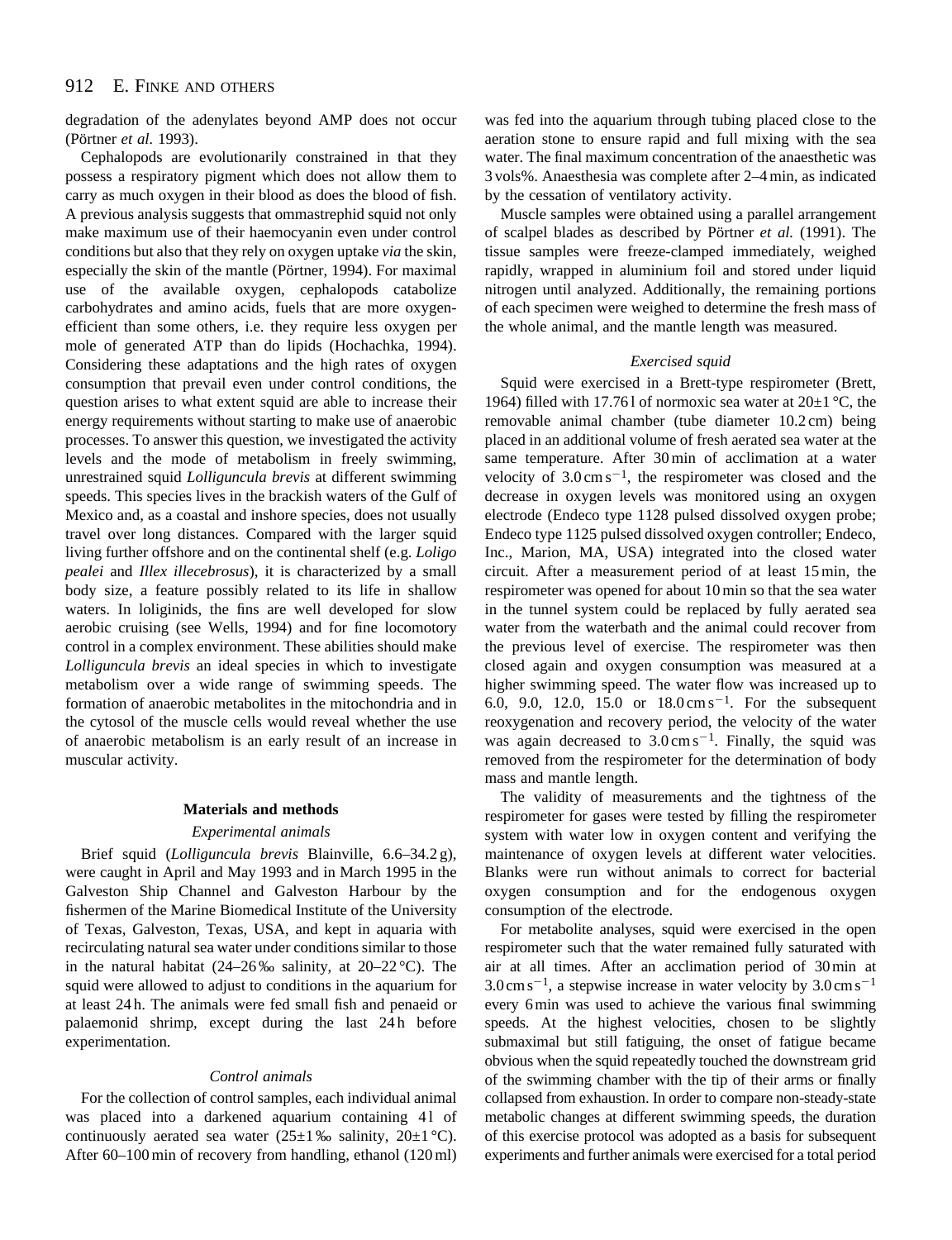degradation of the adenylates beyond AMP does not occur (Pörtner *et al.* 1993).

Cephalopods are evolutionarily constrained in that they possess a respiratory pigment which does not allow them to carry as much oxygen in their blood as does the blood of fish. A previous analysis suggests that ommastrephid squid not only make maximum use of their haemocyanin even under control conditions but also that they rely on oxygen uptake *via* the skin, especially the skin of the mantle (Pörtner, 1994). For maximal use of the available oxygen, cephalopods catabolize carbohydrates and amino acids, fuels that are more oxygen-efficient than some others, i.e. they require less oxygen per mole of generated ATP than do lipids (Hochachka, 1994). Considering these adaptations and the high rates of oxygen consumption that prevail even under control conditions, the question arises to what extent squid are able to increase their energy requirements without starting to make use of anaerobic processes. To answer this question, we investigated the activity levels and the mode of metabolism in freely swimming, unrestrained squid *Lolliguncula brevis* at different swimming speeds. This species lives in the brackish waters of the Gulf of Mexico and, as a coastal and inshore species, does not usually travel over long distances. Compared with the larger squid living further offshore and on the continental shelf (e.g. *Loligo pealei* and *Illex illecebrosus*), it is characterized by a small body size, a feature possibly related to its life in shallow waters. In loliginids, the fins are well developed for slow aerobic cruising (see Wells, 1994) and for fine locomotory control in a complex environment. These abilities should make *Lolliguncula brevis* an ideal species in which to investigate metabolism over a wide range of swimming speeds. The formation of anaerobic metabolites in the mitochondria and in the cytosol of the muscle cells would reveal whether the use of anaerobic metabolism is an early result of an increase in muscular activity.

## Materials and methods

### *Experimental animals*

Brief squid (*Lolliguncula brevis* Blainville, 6.6–34.2 g), were caught in April and May 1993 and in March 1995 in the Galveston Ship Channel and Galveston Harbour by the fishermen of the Marine Biomedical Institute of the University of Texas, Galveston, Texas, USA, and kept in aquaria with recirculating natural sea water under conditions similar to those in the natural habitat (24–26 ‰ salinity, at 20–22 °C). The squid were allowed to adjust to conditions in the aquarium for at least 24 h. The animals were fed small fish and penaeid or palaemonid shrimp, except during the last 24 h before experimentation.

### *Control animals*

For the collection of control samples, each individual animal was placed into a darkened aquarium containing 4 l of continuously aerated sea water (25±1 ‰ salinity, 20±1 °C). After 60–100 min of recovery from handling, ethanol (120 ml) was fed into the aquarium through tubing placed close to the aeration stone to ensure rapid and full mixing with the sea water. The final maximum concentration of the anaesthetic was 3 vols%. Anaesthesia was complete after 2–4 min, as indicated by the cessation of ventilatory activity.

Muscle samples were obtained using a parallel arrangement of scalpel blades as described by Pörtner *et al.* (1991). The tissue samples were freeze-clamped immediately, weighed rapidly, wrapped in aluminium foil and stored under liquid nitrogen until analyzed. Additionally, the remaining portions of each specimen were weighed to determine the fresh mass of the whole animal, and the mantle length was measured.

### *Exercised squid*

Squid were exercised in a Brett-type respirometer (Brett, 1964) filled with 17.76 l of normoxic sea water at 20±1 °C, the removable animal chamber (tube diameter 10.2 cm) being placed in an additional volume of fresh aerated sea water at the same temperature. After 30 min of acclimation at a water velocity of $3.0\,\mathrm{cm\,s^{-1}}$, the respirometer was closed and the decrease in oxygen levels was monitored using an oxygen electrode (Endeco type 1128 pulsed dissolved oxygen probe; Endeco type 1125 pulsed dissolved oxygen controller; Endeco, Inc., Marion, MA, USA) integrated into the closed water circuit. After a measurement period of at least 15 min, the respirometer was opened for about 10 min so that the sea water in the tunnel system could be replaced by fully aerated sea water from the waterbath and the animal could recover from the previous level of exercise. The respirometer was then closed again and oxygen consumption was measured at a higher swimming speed. The water flow was increased up to 6.0, 9.0, 12.0, 15.0 or $18.0\,\mathrm{cm\,s^{-1}}$. For the subsequent reoxygenation and recovery period, the velocity of the water was again decreased to $3.0\,\mathrm{cm\,s^{-1}}$. Finally, the squid was removed from the respirometer for the determination of body mass and mantle length.

The validity of measurements and the tightness of the respirometer for gases were tested by filling the respirometer system with water low in oxygen content and verifying the maintenance of oxygen levels at different water velocities. Blanks were run without animals to correct for bacterial oxygen consumption and for the endogenous oxygen consumption of the electrode.

For metabolite analyses, squid were exercised in the open respirometer such that the water remained fully saturated with air at all times. After an acclimation period of 30 min at $3.0\,\mathrm{cm\,s^{-1}}$, a stepwise increase in water velocity by $3.0\,\mathrm{cm\,s^{-1}}$ every 6 min was used to achieve the various final swimming speeds. At the highest velocities, chosen to be slightly submaximal but still fatiguing, the onset of fatigue became obvious when the squid repeatedly touched the downstream grid of the swimming chamber with the tip of their arms or finally collapsed from exhaustion. In order to compare non-steady-state metabolic changes at different swimming speeds, the duration of this exercise protocol was adopted as a basis for subsequent experiments and further animals were exercised for a total period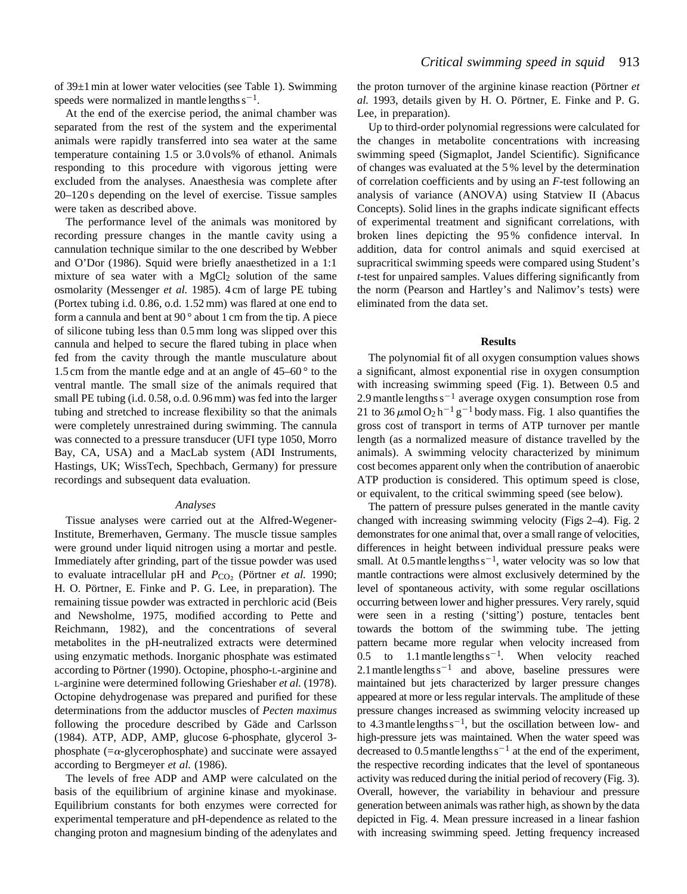of 39±1 min at lower water velocities (see Table 1). Swimming speeds were normalized in mantle lengths $s^{-1}$.

At the end of the exercise period, the animal chamber was separated from the rest of the system and the experimental animals were rapidly transferred into sea water at the same temperature containing 1.5 or 3.0 vols% of ethanol. Animals responding to this procedure with vigorous jetting were excluded from the analyses. Anaesthesia was complete after 20–120 s depending on the level of exercise. Tissue samples were taken as described above.

The performance level of the animals was monitored by recording pressure changes in the mantle cavity using a cannulation technique similar to the one described by Webber and O'Dor (1986). Squid were briefly anaesthetized in a 1:1 mixture of sea water with a $MgCl_2$ solution of the same osmolarity (Messenger *et al.* 1985). 4 cm of large PE tubing (Portex tubing i.d. 0.86, o.d. 1.52 mm) was flared at one end to form a cannula and bent at 90 ° about 1 cm from the tip. A piece of silicone tubing less than 0.5 mm long was slipped over this cannula and helped to secure the flared tubing in place when fed from the cavity through the mantle musculature about 1.5 cm from the mantle edge and at an angle of 45–60 ° to the ventral mantle. The small size of the animals required that small PE tubing (i.d. 0.58, o.d. 0.96 mm) was fed into the larger tubing and stretched to increase flexibility so that the animals were completely unrestrained during swimming. The cannula was connected to a pressure transducer (UFI type 1050, Morro Bay, CA, USA) and a MacLab system (ADI Instruments, Hastings, UK; WissTech, Spechbach, Germany) for pressure recordings and subsequent data evaluation.

### *Analyses*

Tissue analyses were carried out at the Alfred-Wegener-Institute, Bremerhaven, Germany. The muscle tissue samples were ground under liquid nitrogen using a mortar and pestle. Immediately after grinding, part of the tissue powder was used to evaluate intracellular pH and $P_{CO_2}$ (Pörtner *et al.* 1990; H. O. Pörtner, E. Finke and P. G. Lee, in preparation). The remaining tissue powder was extracted in perchloric acid (Beis and Newsholme, 1975, modified according to Pette and Reichmann, 1982), and the concentrations of several metabolites in the pH-neutralized extracts were determined using enzymatic methods. Inorganic phosphate was estimated according to Pörtner (1990). Octopine, phospho-L-arginine and L-arginine were determined following Grieshaber *et al.* (1978). Octopine dehydrogenase was prepared and purified for these determinations from the adductor muscles of *Pecten maximus* following the procedure described by Gäde and Carlsson (1984). ATP, ADP, AMP, glucose 6-phosphate, glycerol 3-phosphate (=$\alpha$-glycerophosphate) and succinate were assayed according to Bergmeyer *et al.* (1986).

The levels of free ADP and AMP were calculated on the basis of the equilibrium of arginine kinase and myokinase. Equilibrium constants for both enzymes were corrected for experimental temperature and pH-dependence as related to the changing proton and magnesium binding of the adenylates and the proton turnover of the arginine kinase reaction (Pörtner *et al.* 1993, details given by H. O. Pörtner, E. Finke and P. G. Lee, in preparation).

Up to third-order polynomial regressions were calculated for the changes in metabolite concentrations with increasing swimming speed (Sigmaplot, Jandel Scientific). Significance of changes was evaluated at the 5 % level by the determination of correlation coefficients and by using an *F*-test following an analysis of variance (ANOVA) using Statview II (Abacus Concepts). Solid lines in the graphs indicate significant effects of experimental treatment and significant correlations, with broken lines depicting the 95 % confidence interval. In addition, data for control animals and squid exercised at supracritical swimming speeds were compared using Student's *t*-test for unpaired samples. Values differing significantly from the norm (Pearson and Hartley's and Nalimov's tests) were eliminated from the data set.

## Results

The polynomial fit of all oxygen consumption values shows a significant, almost exponential rise in oxygen consumption with increasing swimming speed (Fig. 1). Between 0.5 and 2.9 mantle lengths $s^{-1}$ average oxygen consumption rose from 21 to 36 $\mu$mol $O_2$ $h^{-1}$ $g^{-1}$ body mass. Fig. 1 also quantifies the gross cost of transport in terms of ATP turnover per mantle length (as a normalized measure of distance travelled by the animals). A swimming velocity characterized by minimum cost becomes apparent only when the contribution of anaerobic ATP production is considered. This optimum speed is close, or equivalent, to the critical swimming speed (see below).

The pattern of pressure pulses generated in the mantle cavity changed with increasing swimming velocity (Figs 2–4). Fig. 2 demonstrates for one animal that, over a small range of velocities, differences in height between individual pressure peaks were small. At 0.5 mantle lengths $s^{-1}$, water velocity was so low that mantle contractions were almost exclusively determined by the level of spontaneous activity, with some regular oscillations occurring between lower and higher pressures. Very rarely, squid were seen in a resting ('sitting') posture, tentacles bent towards the bottom of the swimming tube. The jetting pattern became more regular when velocity increased from 0.5 to 1.1 mantle lengths $s^{-1}$. When velocity reached 2.1 mantle lengths $s^{-1}$ and above, baseline pressures were maintained but jets characterized by larger pressure changes appeared at more or less regular intervals. The amplitude of these pressure changes increased as swimming velocity increased up to 4.3 mantle lengths $s^{-1}$, but the oscillation between low- and high-pressure jets was maintained. When the water speed was decreased to 0.5 mantle lengths $s^{-1}$ at the end of the experiment, the respective recording indicates that the level of spontaneous activity was reduced during the initial period of recovery (Fig. 3). Overall, however, the variability in behaviour and pressure generation between animals was rather high, as shown by the data depicted in Fig. 4. Mean pressure increased in a linear fashion with increasing swimming speed. Jetting frequency increased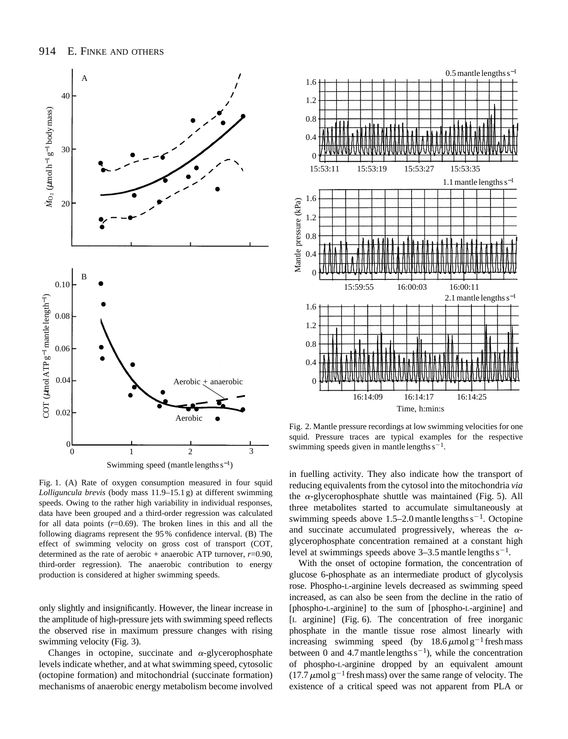Fig. 1. (A) Rate of oxygen consumption measured in four squid *Lolliguncula brevis* (body mass 11.9–15.1 g) at different swimming speeds. Owing to the rather high variability in individual responses, data have been grouped and a third-order regression was calculated for all data points ($r$=0.69). The broken lines in this and all the following diagrams represent the 95 % confidence interval. (B) The effect of swimming velocity on gross cost of transport (COT, determined as the rate of aerobic + anaerobic ATP turnover, $r$=0.90, third-order regression). The anaerobic contribution to energy production is considered at higher swimming speeds.

Fig. 2. Mantle pressure recordings at low swimming velocities for one squid. Pressure traces are typical examples for the respective swimming speeds given in mantle lengths $s^{-1}$.

only slightly and insignificantly. However, the linear increase in the amplitude of high-pressure jets with swimming speed reflects the observed rise in maximum pressure changes with rising swimming velocity (Fig. 3).

Changes in octopine, succinate and $\alpha$-glycerophosphate levels indicate whether, and at what swimming speed, cytosolic (octopine formation) and mitochondrial (succinate formation) mechanisms of anaerobic energy metabolism become involved in fuelling activity. They also indicate how the transport of reducing equivalents from the cytosol into the mitochondria *via* the $\alpha$-glycerophosphate shuttle was maintained (Fig. 5). All three metabolites started to accumulate simultaneously at swimming speeds above 1.5–2.0 mantle lengths $s^{-1}$. Octopine and succinate accumulated progressively, whereas the $\alpha$-glycerophosphate concentration remained at a constant high level at swimmings speeds above 3–3.5 mantle lengths $s^{-1}$.

With the onset of octopine formation, the concentration of glucose 6-phosphate as an intermediate product of glycolysis rose. Phospho-L-arginine levels decreased as swimming speed increased, as can also be seen from the decline in the ratio of [phospho-L-arginine] to the sum of [phospho-L-arginine] and [L arginine] (Fig. 6). The concentration of free inorganic phosphate in the mantle tissue rose almost linearly with increasing swimming speed (by 18.6 $\mu$mol $g^{-1}$ fresh mass between 0 and 4.7 mantle lengths $s^{-1}$), while the concentration of phospho-L-arginine dropped by an equivalent amount (17.7 $\mu$mol $g^{-1}$ fresh mass) over the same range of velocity. The existence of a critical speed was not apparent from PLA or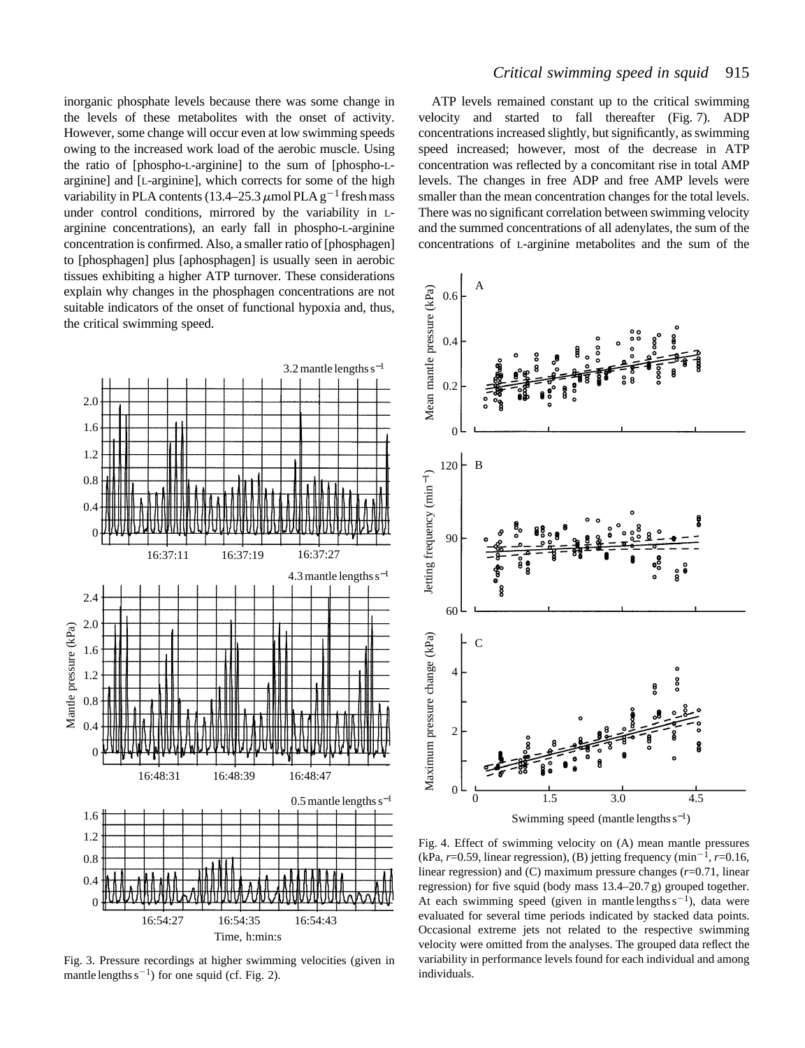inorganic phosphate levels because there was some change in the levels of these metabolites with the onset of activity. However, some change will occur even at low swimming speeds owing to the increased work load of the aerobic muscle. Using the ratio of [phospho-L-arginine] to the sum of [phospho-L-arginine] and [L-arginine], which corrects for some of the high variability in PLA contents (13.4–25.3 $\mu$mol PLA $g^{-1}$ fresh mass under control conditions, mirrored by the variability in L-arginine concentrations), an early fall in phospho-L-arginine concentration is confirmed. Also, a smaller ratio of [phosphagen] to [phosphagen] plus [aphosphagen] is usually seen in aerobic tissues exhibiting a higher ATP turnover. These considerations explain why changes in the phosphagen concentrations are not suitable indicators of the onset of functional hypoxia and, thus, the critical swimming speed.

Fig. 3. Pressure recordings at higher swimming velocities (given in mantle lengths $s^{-1}$) for one squid (cf. Fig. 2).

ATP levels remained constant up to the critical swimming velocity and started to fall thereafter (Fig. 7). ADP concentrations increased slightly, but significantly, as swimming speed increased; however, most of the decrease in ATP concentration was reflected by a concomitant rise in total AMP levels. The changes in free ADP and free AMP levels were smaller than the mean concentration changes for the total levels. There was no significant correlation between swimming velocity and the summed concentrations of all adenylates, the sum of the concentrations of L-arginine metabolites and the sum of the

Fig. 4. Effect of swimming velocity on (A) mean mantle pressures (kPa, $r$=0.59, linear regression), (B) jetting frequency ($min^{-1}$, $r$=0.16, linear regression) and (C) maximum pressure changes ($r$=0.71, linear regression) for five squid (body mass 13.4–20.7 g) grouped together. At each swimming speed (given in mantle lengths $s^{-1}$), data were evaluated for several time periods indicated by stacked data points. Occasional extreme jets not related to the respective swimming velocity were omitted from the analyses. The grouped data reflect the variability in performance levels found for each individual and among individuals.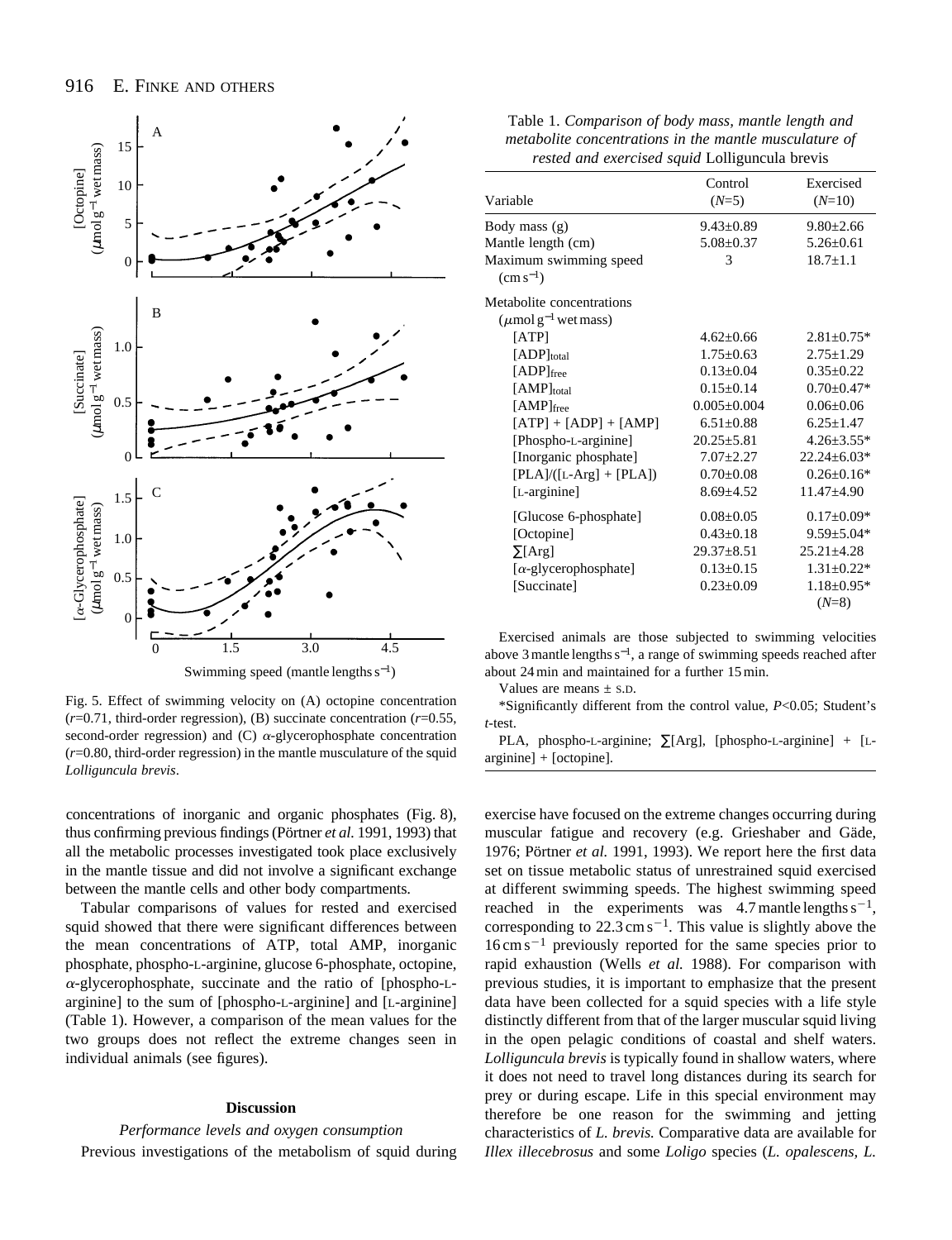Fig. 5. Effect of swimming velocity on (A) octopine concentration ($r$=0.71, third-order regression), (B) succinate concentration ($r$=0.55, second-order regression) and (C) $\alpha$-glycerophosphate concentration ($r$=0.80, third-order regression) in the mantle musculature of the squid *Lolliguncula brevis*.

Table 1. *Comparison of body mass, mantle length and metabolite concentrations in the mantle musculature of rested and exercised squid* Lolliguncula brevis

| Variable | Control ($N$=5) | Exercised ($N$=10) |
|---|---|---|
| Body mass (g) | 9.43±0.89 | 9.80±2.66 |
| Mantle length (cm) | 5.08±0.37 | 5.26±0.61 |
| Maximum swimming speed ($cm\,s^{-1}$) | 3 | 18.7±1.1 |
| Metabolite concentrations ($\mu mol\,g^{-1}$ wet mass) | | |
| [ATP] | 4.62±0.66 | 2.81±0.75* |
| $[ADP]_{total}$ | 1.75±0.63 | 2.75±1.29 |
| $[ADP]_{free}$ | 0.13±0.04 | 0.35±0.22 |
| $[AMP]_{total}$ | 0.15±0.14 | 0.70±0.47* |
| $[AMP]_{free}$ | 0.005±0.004 | 0.06±0.06 |
| [ATP] + [ADP] + [AMP] | 6.51±0.88 | 6.25±1.47 |
| [Phospho-L-arginine] | 20.25±5.81 | 4.26±3.55* |
| [Inorganic phosphate] | 7.07±2.27 | 22.24±6.03* |
| [PLA]/([L-Arg] + [PLA]) | 0.70±0.08 | 0.26±0.16* |
| [L-arginine] | 8.69±4.52 | 11.47±4.90 |
| [Glucose 6-phosphate] | 0.08±0.05 | 0.17±0.09* |
| [Octopine] | 0.43±0.18 | 9.59±5.04* |
| ∑[Arg] | 29.37±8.51 | 25.21±4.28 |
| [$\alpha$-glycerophosphate] | 0.13±0.15 | 1.31±0.22* |
| [Succinate] | 0.23±0.09 | 1.18±0.95* ($N$=8) |

Exercised animals are those subjected to swimming velocities above 3 mantle lengths $s^{-1}$, a range of swimming speeds reached after about 24 min and maintained for a further 15 min.

Values are means ± S.D.

*Significantly different from the control value, $P$<0.05; Student's $t$-test.

PLA, phospho-L-arginine; ∑[Arg], [phospho-L-arginine] + [L-arginine] + [octopine].

concentrations of inorganic and organic phosphates (Fig. 8), thus confirming previous findings (Pörtner *et al.* 1991, 1993) that all the metabolic processes investigated took place exclusively in the mantle tissue and did not involve a significant exchange between the mantle cells and other body compartments.

Tabular comparisons of values for rested and exercised squid showed that there were significant differences between the mean concentrations of ATP, total AMP, inorganic phosphate, phospho-L-arginine, glucose 6-phosphate, octopine, $\alpha$-glycerophosphate, succinate and the ratio of [phospho-L-arginine] to the sum of [phospho-L-arginine] and [L-arginine] (Table 1). However, a comparison of the mean values for the two groups does not reflect the extreme changes seen in individual animals (see figures).

## Discussion

### *Performance levels and oxygen consumption*

Previous investigations of the metabolism of squid during exercise have focused on the extreme changes occurring during muscular fatigue and recovery (e.g. Grieshaber and Gäde, 1976; Pörtner *et al.* 1991, 1993). We report here the first data set on tissue metabolic status of unrestrained squid exercised at different swimming speeds. The highest swimming speed reached in the experiments was 4.7 mantle lengths $s^{-1}$, corresponding to $22.3\,cm\,s^{-1}$. This value is slightly above the $16\,cm\,s^{-1}$ previously reported for the same species prior to rapid exhaustion (Wells *et al.* 1988). For comparison with previous studies, it is important to emphasize that the present data have been collected for a squid species with a life style distinctly different from that of the larger muscular squid living in the open pelagic conditions of coastal and shelf waters. *Lolliguncula brevis* is typically found in shallow waters, where it does not need to travel long distances during its search for prey or during escape. Life in this special environment may therefore be one reason for the swimming and jetting characteristics of *L. brevis.* Comparative data are available for *Illex illecebrosus* and some *Loligo* species (*L. opalescens, L.*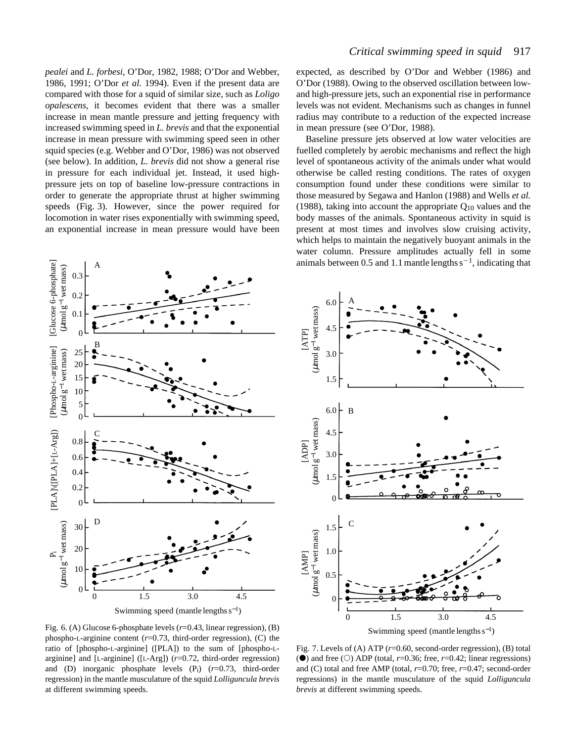*pealei* and *L. forbesi*, O'Dor, 1982, 1988; O'Dor and Webber, 1986, 1991; O'Dor *et al.* 1994). Even if the present data are compared with those for a squid of similar size, such as *Loligo opalescens*, it becomes evident that there was a smaller increase in mean mantle pressure and jetting frequency with increased swimming speed in *L. brevis* and that the exponential increase in mean pressure with swimming speed seen in other squid species (e.g. Webber and O'Dor, 1986) was not observed (see below). In addition, *L. brevis* did not show a general rise in pressure for each individual jet. Instead, it used high-pressure jets on top of baseline low-pressure contractions in order to generate the appropriate thrust at higher swimming speeds (Fig. 3). However, since the power required for locomotion in water rises exponentially with swimming speed, an exponential increase in mean pressure would have been expected, as described by O'Dor and Webber (1986) and O'Dor (1988). Owing to the observed oscillation between low- and high-pressure jets, such an exponential rise in performance levels was not evident. Mechanisms such as changes in funnel radius may contribute to a reduction of the expected increase in mean pressure (see O'Dor, 1988).

Baseline pressure jets observed at low water velocities are fuelled completely by aerobic mechanisms and reflect the high level of spontaneous activity of the animals under what would otherwise be called resting conditions. The rates of oxygen consumption found under these conditions were similar to those measured by Segawa and Hanlon (1988) and Wells *et al.* (1988), taking into account the appropriate $Q_{10}$ values and the body masses of the animals. Spontaneous activity in squid is present at most times and involves slow cruising activity, which helps to maintain the negatively buoyant animals in the water column. Pressure amplitudes actually fell in some animals between 0.5 and 1.1 mantle lengths $s^{-1}$, indicating that

Fig. 6. (A) Glucose 6-phosphate levels ($r$=0.43, linear regression), (B) phospho-L-arginine content ($r$=0.73, third-order regression), (C) the ratio of [phospho-L-arginine] ([PLA]) to the sum of [phospho-L-arginine] and [L-arginine] ([L-Arg]) ($r$=0.72, third-order regression) and (D) inorganic phosphate levels ($P_i$) ($r$=0.73, third-order regression) in the mantle musculature of the squid *Lolliguncula brevis* at different swimming speeds.

Fig. 7. Levels of (A) ATP ($r$=0.60, second-order regression), (B) total (●) and free (○) ADP (total, $r$=0.36; free, $r$=0.42; linear regressions) and (C) total and free AMP (total, $r$=0.70; free, $r$=0.47; second-order regressions) in the mantle musculature of the squid *Lolliguncula brevis* at different swimming speeds.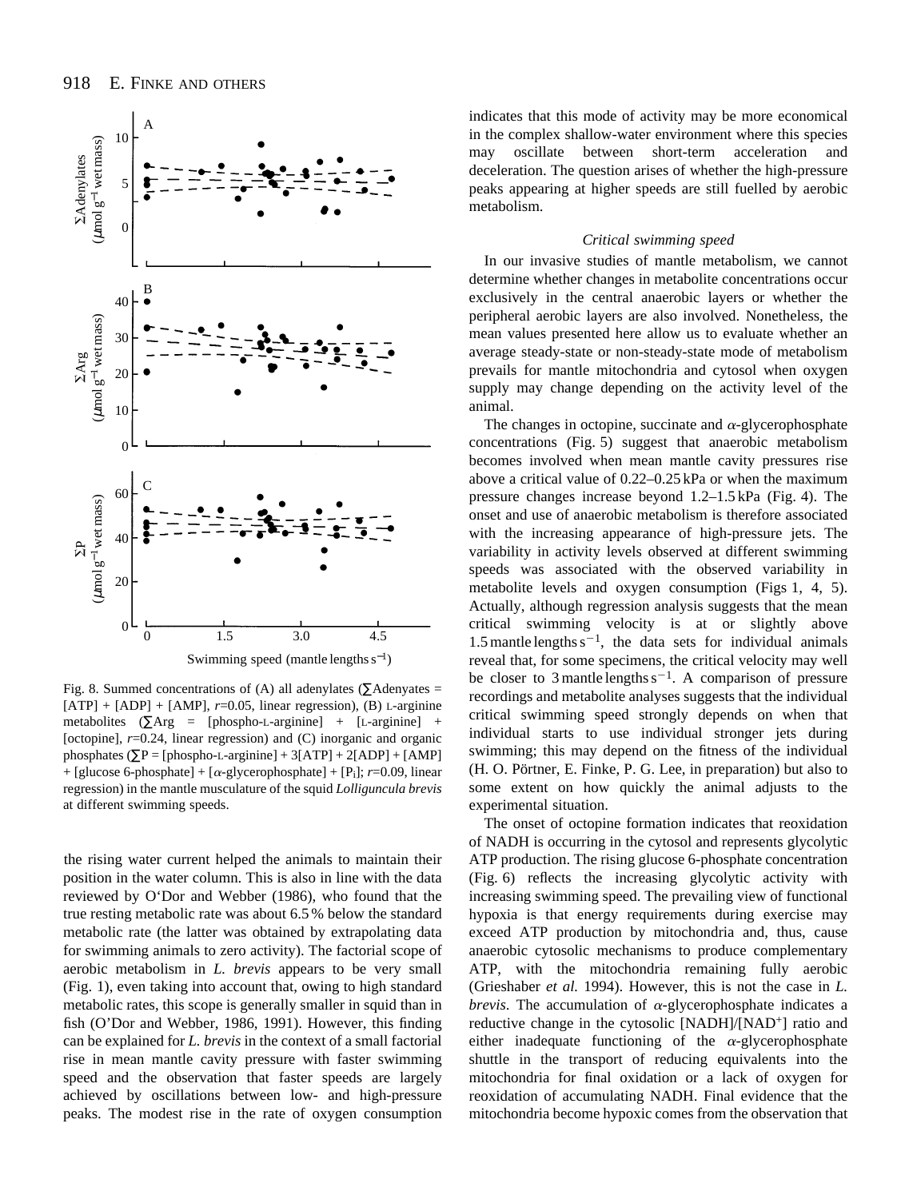Fig. 8. Summed concentrations of (A) all adenylates (∑Adenyates = [ATP] + [ADP] + [AMP], $r$=0.05, linear regression), (B) L-arginine metabolites (∑Arg = [phospho-L-arginine] + [L-arginine] + [octopine], $r$=0.24, linear regression) and (C) inorganic and organic phosphates (∑P = [phospho-L-arginine] + 3[ATP] + 2[ADP] + [AMP] + [glucose 6-phosphate] + [$\alpha$-glycerophosphate] + [$P_i$]; $r$=0.09, linear regression) in the mantle musculature of the squid *Lolliguncula brevis* at different swimming speeds.

the rising water current helped the animals to maintain their position in the water column. This is also in line with the data reviewed by O'Dor and Webber (1986), who found that the true resting metabolic rate was about 6.5 % below the standard metabolic rate (the latter was obtained by extrapolating data for swimming animals to zero activity). The factorial scope of aerobic metabolism in *L. brevis* appears to be very small (Fig. 1), even taking into account that, owing to high standard metabolic rates, this scope is generally smaller in squid than in fish (O'Dor and Webber, 1986, 1991). However, this finding can be explained for *L. brevis* in the context of a small factorial rise in mean mantle cavity pressure with faster swimming speed and the observation that faster speeds are largely achieved by oscillations between low- and high-pressure peaks. The modest rise in the rate of oxygen consumption indicates that this mode of activity may be more economical in the complex shallow-water environment where this species may oscillate between short-term acceleration and deceleration. The question arises of whether the high-pressure peaks appearing at higher speeds are still fuelled by aerobic metabolism.

### *Critical swimming speed*

In our invasive studies of mantle metabolism, we cannot determine whether changes in metabolite concentrations occur exclusively in the central anaerobic layers or whether the peripheral aerobic layers are also involved. Nonetheless, the mean values presented here allow us to evaluate whether an average steady-state or non-steady-state mode of metabolism prevails for mantle mitochondria and cytosol when oxygen supply may change depending on the activity level of the animal.

The changes in octopine, succinate and $\alpha$-glycerophosphate concentrations (Fig. 5) suggest that anaerobic metabolism becomes involved when mean mantle cavity pressures rise above a critical value of 0.22–0.25 kPa or when the maximum pressure changes increase beyond 1.2–1.5 kPa (Fig. 4). The onset and use of anaerobic metabolism is therefore associated with the increasing appearance of high-pressure jets. The variability in activity levels observed at different swimming speeds was associated with the observed variability in metabolite levels and oxygen consumption (Figs 1, 4, 5). Actually, although regression analysis suggests that the mean critical swimming velocity is at or slightly above 1.5 mantle lengths $s^{-1}$, the data sets for individual animals reveal that, for some specimens, the critical velocity may well be closer to 3 mantle lengths $s^{-1}$. A comparison of pressure recordings and metabolite analyses suggests that the individual critical swimming speed strongly depends on when that individual starts to use individual stronger jets during swimming; this may depend on the fitness of the individual (H. O. Pörtner, E. Finke, P. G. Lee, in preparation) but also to some extent on how quickly the animal adjusts to the experimental situation.

The onset of octopine formation indicates that reoxidation of NADH is occurring in the cytosol and represents glycolytic ATP production. The rising glucose 6-phosphate concentration (Fig. 6) reflects the increasing glycolytic activity with increasing swimming speed. The prevailing view of functional hypoxia is that energy requirements during exercise may exceed ATP production by mitochondria and, thus, cause anaerobic cytosolic mechanisms to produce complementary ATP, with the mitochondria remaining fully aerobic (Grieshaber *et al.* 1994). However, this is not the case in *L. brevis*. The accumulation of $\alpha$-glycerophosphate indicates a reductive change in the cytosolic [NADH]/[$NAD^+$] ratio and either inadequate functioning of the $\alpha$-glycerophosphate shuttle in the transport of reducing equivalents into the mitochondria for final oxidation or a lack of oxygen for reoxidation of accumulating NADH. Final evidence that the mitochondria become hypoxic comes from the observation that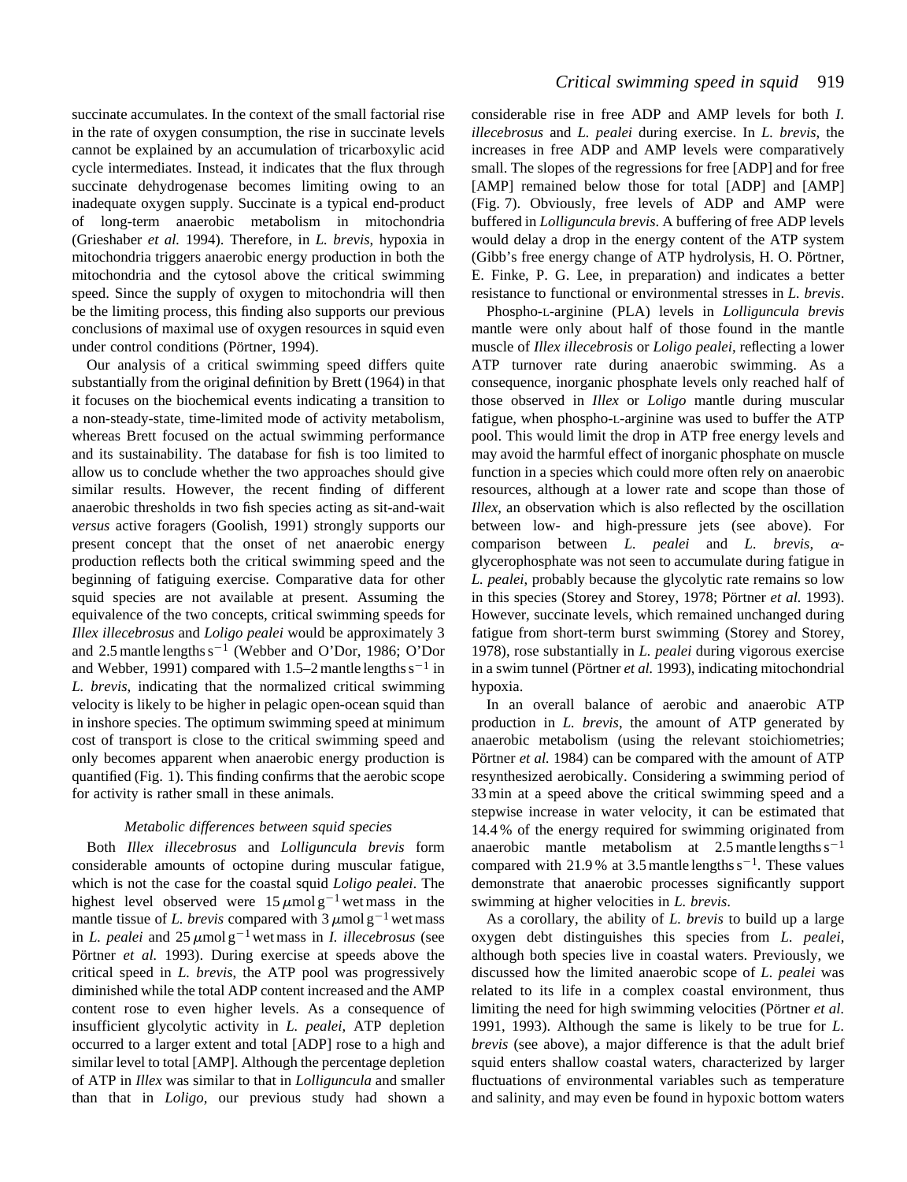succinate accumulates. In the context of the small factorial rise in the rate of oxygen consumption, the rise in succinate levels cannot be explained by an accumulation of tricarboxylic acid cycle intermediates. Instead, it indicates that the flux through succinate dehydrogenase becomes limiting owing to an inadequate oxygen supply. Succinate is a typical end-product of long-term anaerobic metabolism in mitochondria (Grieshaber *et al.* 1994). Therefore, in *L. brevis*, hypoxia in mitochondria triggers anaerobic energy production in both the mitochondria and the cytosol above the critical swimming speed. Since the supply of oxygen to mitochondria will then be the limiting process, this finding also supports our previous conclusions of maximal use of oxygen resources in squid even under control conditions (Pörtner, 1994).

Our analysis of a critical swimming speed differs quite substantially from the original definition by Brett (1964) in that it focuses on the biochemical events indicating a transition to a non-steady-state, time-limited mode of activity metabolism, whereas Brett focused on the actual swimming performance and its sustainability. The database for fish is too limited to allow us to conclude whether the two approaches should give similar results. However, the recent finding of different anaerobic thresholds in two fish species acting as sit-and-wait *versus* active foragers (Goolish, 1991) strongly supports our present concept that the onset of net anaerobic energy production reflects both the critical swimming speed and the beginning of fatiguing exercise. Comparative data for other squid species are not available at present. Assuming the equivalence of the two concepts, critical swimming speeds for *Illex illecebrosus* and *Loligo pealei* would be approximately 3 and 2.5 mantle lengths $s^{-1}$ (Webber and O'Dor, 1986; O'Dor and Webber, 1991) compared with 1.5–2 mantle lengths $s^{-1}$ in *L. brevis*, indicating that the normalized critical swimming velocity is likely to be higher in pelagic open-ocean squid than in inshore species. The optimum swimming speed at minimum cost of transport is close to the critical swimming speed and only becomes apparent when anaerobic energy production is quantified (Fig. 1). This finding confirms that the aerobic scope for activity is rather small in these animals.

### *Metabolic differences between squid species*

Both *Illex illecebrosus* and *Lolliguncula brevis* form considerable amounts of octopine during muscular fatigue, which is not the case for the coastal squid *Loligo pealei*. The highest level observed were $15\,\mu mol\,g^{-1}$ wet mass in the mantle tissue of *L. brevis* compared with $3\,\mu mol\,g^{-1}$ wet mass in *L. pealei* and $25\,\mu mol\,g^{-1}$ wet mass in *I. illecebrosus* (see Pörtner *et al.* 1993). During exercise at speeds above the critical speed in *L. brevis*, the ATP pool was progressively diminished while the total ADP content increased and the AMP content rose to even higher levels. As a consequence of insufficient glycolytic activity in *L. pealei*, ATP depletion occurred to a larger extent and total [ADP] rose to a high and similar level to total [AMP]. Although the percentage depletion of ATP in *Illex* was similar to that in *Lolliguncula* and smaller than that in *Loligo*, our previous study had shown a considerable rise in free ADP and AMP levels for both *I. illecebrosus* and *L. pealei* during exercise. In *L. brevis*, the increases in free ADP and AMP levels were comparatively small. The slopes of the regressions for free [ADP] and for free [AMP] remained below those for total [ADP] and [AMP] (Fig. 7). Obviously, free levels of ADP and AMP were buffered in *Lolliguncula brevis*. A buffering of free ADP levels would delay a drop in the energy content of the ATP system (Gibb's free energy change of ATP hydrolysis, H. O. Pörtner, E. Finke, P. G. Lee, in preparation) and indicates a better resistance to functional or environmental stresses in *L. brevis*.

Phospho-L-arginine (PLA) levels in *Lolliguncula brevis* mantle were only about half of those found in the mantle muscle of *Illex illecebrosis* or *Loligo pealei*, reflecting a lower ATP turnover rate during anaerobic swimming. As a consequence, inorganic phosphate levels only reached half of those observed in *Illex* or *Loligo* mantle during muscular fatigue, when phospho-L-arginine was used to buffer the ATP pool. This would limit the drop in ATP free energy levels and may avoid the harmful effect of inorganic phosphate on muscle function in a species which could more often rely on anaerobic resources, although at a lower rate and scope than those of *Illex*, an observation which is also reflected by the oscillation between low- and high-pressure jets (see above). For comparison between *L. pealei* and *L. brevis*, $\alpha$-glycerophosphate was not seen to accumulate during fatigue in *L. pealei*, probably because the glycolytic rate remains so low in this species (Storey and Storey, 1978; Pörtner *et al.* 1993). However, succinate levels, which remained unchanged during fatigue from short-term burst swimming (Storey and Storey, 1978), rose substantially in *L. pealei* during vigorous exercise in a swim tunnel (Pörtner *et al.* 1993), indicating mitochondrial hypoxia.

In an overall balance of aerobic and anaerobic ATP production in *L. brevis*, the amount of ATP generated by anaerobic metabolism (using the relevant stoichiometries; Pörtner *et al.* 1984) can be compared with the amount of ATP resynthesized aerobically. Considering a swimming period of 33 min at a speed above the critical swimming speed and a stepwise increase in water velocity, it can be estimated that 14.4 % of the energy required for swimming originated from anaerobic mantle metabolism at 2.5 mantle lengths $s^{-1}$ compared with 21.9 % at 3.5 mantle lengths $s^{-1}$. These values demonstrate that anaerobic processes significantly support swimming at higher velocities in *L. brevis*.

As a corollary, the ability of *L. brevis* to build up a large oxygen debt distinguishes this species from *L. pealei*, although both species live in coastal waters. Previously, we discussed how the limited anaerobic scope of *L. pealei* was related to its life in a complex coastal environment, thus limiting the need for high swimming velocities (Pörtner *et al.* 1991, 1993). Although the same is likely to be true for *L. brevis* (see above), a major difference is that the adult brief squid enters shallow coastal waters, characterized by larger fluctuations of environmental variables such as temperature and salinity, and may even be found in hypoxic bottom waters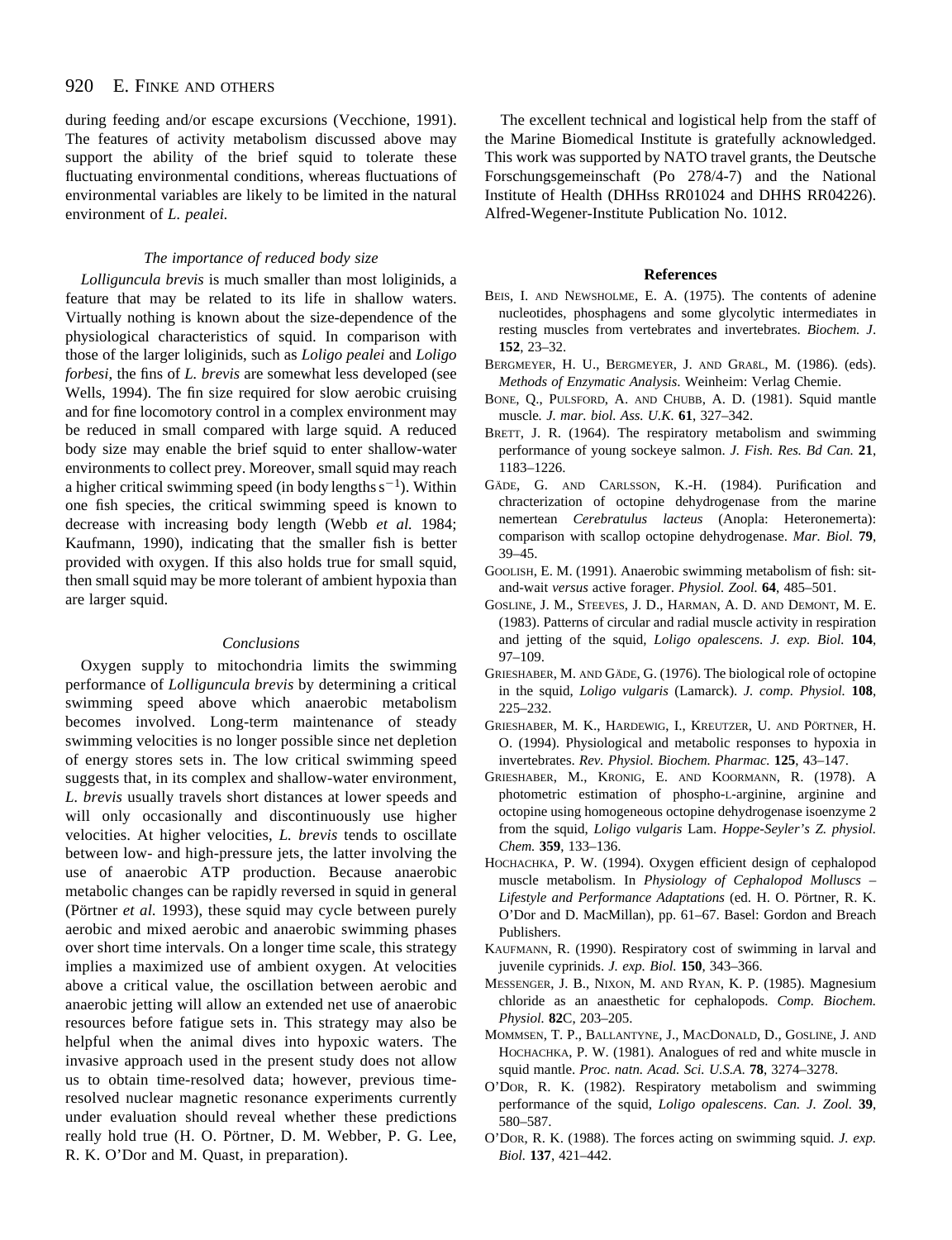during feeding and/or escape excursions (Vecchione, 1991). The features of activity metabolism discussed above may support the ability of the brief squid to tolerate these fluctuating environmental conditions, whereas fluctuations of environmental variables are likely to be limited in the natural environment of *L. pealei.*

### *The importance of reduced body size*

*Lolliguncula brevis* is much smaller than most loliginids, a feature that may be related to its life in shallow waters. Virtually nothing is known about the size-dependence of the physiological characteristics of squid. In comparison with those of the larger loliginids, such as *Loligo pealei* and *Loligo forbesi*, the fins of *L. brevis* are somewhat less developed (see Wells, 1994). The fin size required for slow aerobic cruising and for fine locomotory control in a complex environment may be reduced in small compared with large squid. A reduced body size may enable the brief squid to enter shallow-water environments to collect prey. Moreover, small squid may reach a higher critical swimming speed (in body lengths $s^{-1}$). Within one fish species, the critical swimming speed is known to decrease with increasing body length (Webb *et al.* 1984; Kaufmann, 1990), indicating that the smaller fish is better provided with oxygen. If this also holds true for small squid, then small squid may be more tolerant of ambient hypoxia than are larger squid.

### *Conclusions*

Oxygen supply to mitochondria limits the swimming performance of *Lolliguncula brevis* by determining a critical swimming speed above which anaerobic metabolism becomes involved. Long-term maintenance of steady swimming velocities is no longer possible since net depletion of energy stores sets in. The low critical swimming speed suggests that, in its complex and shallow-water environment, *L. brevis* usually travels short distances at lower speeds and will only occasionally and discontinuously use higher velocities. At higher velocities, *L. brevis* tends to oscillate between low- and high-pressure jets, the latter involving the use of anaerobic ATP production. Because anaerobic metabolic changes can be rapidly reversed in squid in general (Pörtner *et al.* 1993), these squid may cycle between purely aerobic and mixed aerobic and anaerobic swimming phases over short time intervals. On a longer time scale, this strategy implies a maximized use of ambient oxygen. At velocities above a critical value, the oscillation between aerobic and anaerobic jetting will allow an extended net use of anaerobic resources before fatigue sets in. This strategy may also be helpful when the animal dives into hypoxic waters. The invasive approach used in the present study does not allow us to obtain time-resolved data; however, previous time-resolved nuclear magnetic resonance experiments currently under evaluation should reveal whether these predictions really hold true (H. O. Pörtner, D. M. Webber, P. G. Lee, R. K. O'Dor and M. Quast, in preparation).

The excellent technical and logistical help from the staff of the Marine Biomedical Institute is gratefully acknowledged. This work was supported by NATO travel grants, the Deutsche Forschungsgemeinschaft (Po 278/4-7) and the National Institute of Health (DHHss RR01024 and DHHS RR04226). Alfred-Wegener-Institute Publication No. 1012.

## References

Beis, I. and Newsholme, E. A. (1975). The contents of adenine nucleotides, phosphagens and some glycolytic intermediates in resting muscles from vertebrates and invertebrates. *Biochem. J.* **152**, 23–32.

Bergmeyer, H. U., Bergmeyer, J. and Graßl, M. (1986). (eds). *Methods of Enzymatic Analysis.* Weinheim: Verlag Chemie.

Bone, Q., Pulsford, A. and Chubb, A. D. (1981). Squid mantle muscle. *J. mar. biol. Ass. U.K.* **61**, 327–342.

Brett, J. R. (1964). The respiratory metabolism and swimming performance of young sockeye salmon. *J. Fish. Res. Bd Can.* **21**, 1183–1226.

Gäde, G. and Carlsson, K.-H. (1984). Purification and chracterization of octopine dehydrogenase from the marine nemertean *Cerebratulus lacteus* (Anopla: Heteronemerta): comparison with scallop octopine dehydrogenase. *Mar. Biol.* **79**, 39–45.

Goolish, E. M. (1991). Anaerobic swimming metabolism of fish: sit-and-wait *versus* active forager. *Physiol. Zool.* **64**, 485–501.

Gosline, J. M., Steeves, J. D., Harman, A. D. and Demont, M. E. (1983). Patterns of circular and radial muscle activity in respiration and jetting of the squid, *Loligo opalescens*. *J. exp. Biol.* **104**, 97–109.

Grieshaber, M. and Gäde, G. (1976). The biological role of octopine in the squid, *Loligo vulgaris* (Lamarck). *J. comp. Physiol.* **108**, 225–232.

Grieshaber, M. K., Hardewig, I., Kreutzer, U. and Pörtner, H. O. (1994). Physiological and metabolic responses to hypoxia in invertebrates. *Rev. Physiol. Biochem. Pharmac.* **125**, 43–147.

Grieshaber, M., Kronig, E. and Koormann, R. (1978). A photometric estimation of phospho-L-arginine, arginine and octopine using homogeneous octopine dehydrogenase isoenzyme 2 from the squid, *Loligo vulgaris* Lam. *Hoppe-Seyler's Z. physiol. Chem.* **359**, 133–136.

Hochachka, P. W. (1994). Oxygen efficient design of cephalopod muscle metabolism. In *Physiology of Cephalopod Molluscs – Lifestyle and Performance Adaptations* (ed. H. O. Pörtner, R. K. O'Dor and D. MacMillan), pp. 61–67. Basel: Gordon and Breach Publishers.

Kaufmann, R. (1990). Respiratory cost of swimming in larval and juvenile cyprinids. *J. exp. Biol.* **150**, 343–366.

Messenger, J. B., Nixon, M. and Ryan, K. P. (1985). Magnesium chloride as an anaesthetic for cephalopods. *Comp. Biochem. Physiol.* **82**C, 203–205.

Mommsen, T. P., Ballantyne, J., MacDonald, D., Gosline, J. and Hochachka, P. W. (1981). Analogues of red and white muscle in squid mantle. *Proc. natn. Acad. Sci. U.S.A.* **78**, 3274–3278.

O'Dor, R. K. (1982). Respiratory metabolism and swimming performance of the squid, *Loligo opalescens*. *Can. J. Zool.* **39**, 580–587.

O'Dor, R. K. (1988). The forces acting on swimming squid. *J. exp. Biol.* **137**, 421–442.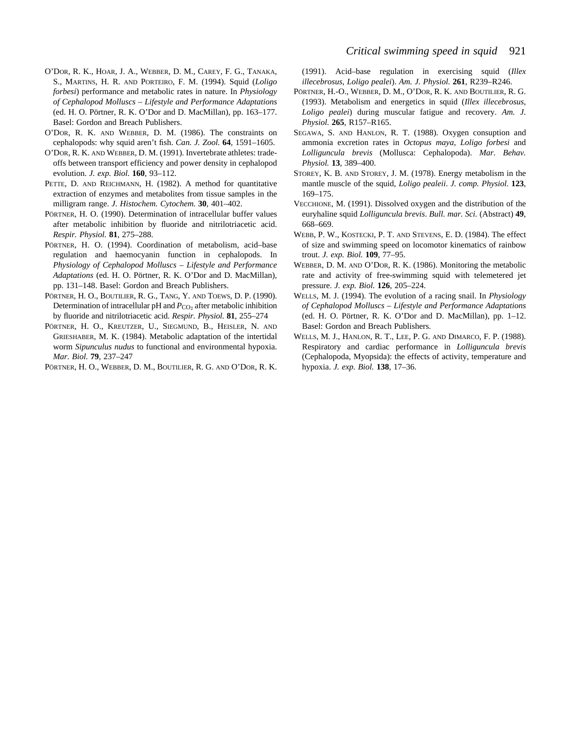O'Dor, R. K., Hoar, J. A., Webber, D. M., Carey, F. G., Tanaka, S., Martins, H. R. and Porteiro, F. M. (1994). Squid (*Loligo forbesi*) performance and metabolic rates in nature. In *Physiology of Cephalopod Molluscs – Lifestyle and Performance Adaptations* (ed. H. O. Pörtner, R. K. O'Dor and D. MacMillan), pp. 163–177. Basel: Gordon and Breach Publishers.

O'Dor, R. K. and Webber, D. M. (1986). The constraints on cephalopods: why squid aren't fish. *Can. J. Zool.* **64**, 1591–1605.

O'Dor, R. K. and Webber, D. M. (1991). Invertebrate athletes: trade-offs between transport efficiency and power density in cephalopod evolution. *J. exp. Biol.* **160**, 93–112.

Pette, D. and Reichmann, H. (1982). A method for quantitative extraction of enzymes and metabolites from tissue samples in the milligram range. *J. Histochem. Cytochem.* **30**, 401–402.

Pörtner, H. O. (1990). Determination of intracellular buffer values after metabolic inhibition by fluoride and nitrilotriacetic acid. *Respir. Physiol.* **81**, 275–288.

Pörtner, H. O. (1994). Coordination of metabolism, acid–base regulation and haemocyanin function in cephalopods. In *Physiology of Cephalopod Molluscs – Lifestyle and Performance Adaptations* (ed. H. O. Pörtner, R. K. O'Dor and D. MacMillan), pp. 131–148. Basel: Gordon and Breach Publishers.

Pörtner, H. O., Boutilier, R. G., Tang, Y. and Toews, D. P. (1990). Determination of intracellular pH and $P_{CO_2}$ after metabolic inhibition by fluoride and nitrilotriacetic acid. *Respir. Physiol.* **81**, 255–274

Pörtner, H. O., Kreutzer, U., Siegmund, B., Heisler, N. and Grieshaber, M. K. (1984). Metabolic adaptation of the intertidal worm *Sipunculus nudus* to functional and environmental hypoxia. *Mar. Biol.* **79**, 237–247

Pörtner, H. O., Webber, D. M., Boutilier, R. G. and O'Dor, R. K. (1991). Acid–base regulation in exercising squid (*Illex illecebrosus*, *Loligo pealei*). *Am. J. Physiol.* **261**, R239–R246.

Pörtner, H.-O., Webber, D. M., O'Dor, R. K. and Boutilier, R. G. (1993). Metabolism and energetics in squid (*Illex illecebrosus*, *Loligo pealei*) during muscular fatigue and recovery. *Am. J. Physiol.* **265**, R157–R165.

Segawa, S. and Hanlon, R. T. (1988). Oxygen consuption and ammonia excretion rates in *Octopus maya*, *Loligo forbesi* and *Lolliguncula brevis* (Mollusca: Cephalopoda). *Mar. Behav. Physiol.* **13**, 389–400.

Storey, K. B. and Storey, J. M. (1978). Energy metabolism in the mantle muscle of the squid, *Loligo pealeii*. *J. comp. Physiol.* **123**, 169–175.

Vecchione, M. (1991). Dissolved oxygen and the distribution of the euryhaline squid *Lolliguncula brevis*. *Bull. mar. Sci.* (Abstract) **49**, 668–669.

Webb, P. W., Kostecki, P. T. and Stevens, E. D. (1984). The effect of size and swimming speed on locomotor kinematics of rainbow trout. *J. exp. Biol.* **109**, 77–95.

Webber, D. M. and O'Dor, R. K. (1986). Monitoring the metabolic rate and activity of free-swimming squid with telemetered jet pressure. *J. exp. Biol.* **126**, 205–224.

Wells, M. J. (1994). The evolution of a racing snail. In *Physiology of Cephalopod Molluscs – Lifestyle and Performance Adaptations* (ed. H. O. Pörtner, R. K. O'Dor and D. MacMillan), pp. 1–12. Basel: Gordon and Breach Publishers.

Wells, M. J., Hanlon, R. T., Lee, P. G. and Dimarco, F. P. (1988). Respiratory and cardiac performance in *Lolliguncula brevis* (Cephalopoda, Myopsida): the effects of activity, temperature and hypoxia. *J. exp. Biol.* **138**, 17–36.